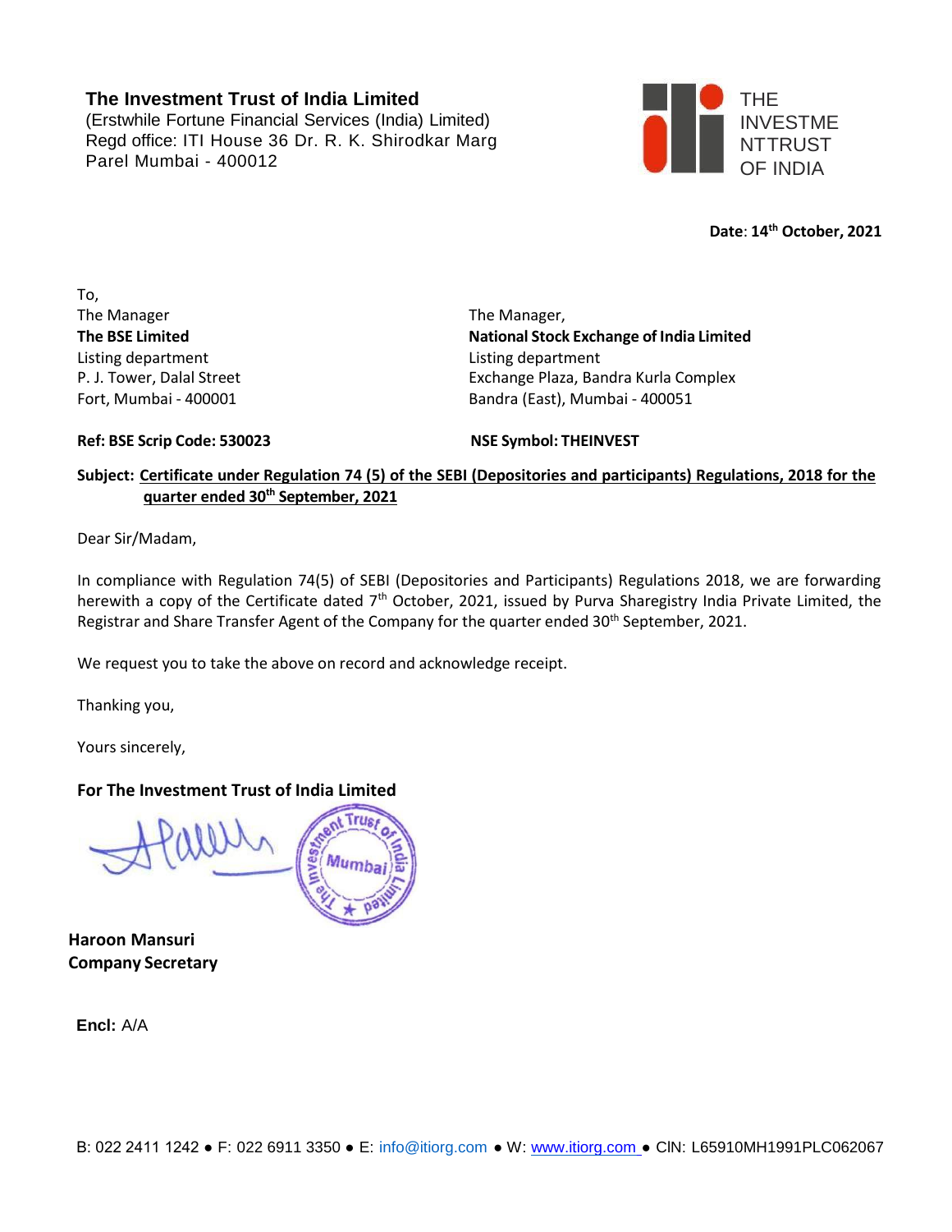**The Investment Trust of India Limited**
(Erstwhile Fortune Financial Services (India) Limited)
Regd office: ITI House 36 Dr. R. K. Shirodkar Marg
Parel Mumbai - 400012

THE INVESTMENTTRUST OF INDIA

**Date: 14th October, 2021**

To,
The Manager
**The BSE Limited**
Listing department
P. J. Tower, Dalal Street
Fort, Mumbai - 400001

The Manager,
**National Stock Exchange of India Limited**
Listing department
Exchange Plaza, Bandra Kurla Complex
Bandra (East), Mumbai - 400051

**Ref: BSE Scrip Code: 530023**

**NSE Symbol: THEINVEST**

**Subject: Certificate under Regulation 74 (5) of the SEBI (Depositories and participants) Regulations, 2018 for the quarter ended 30th September, 2021**

Dear Sir/Madam,

In compliance with Regulation 74(5) of SEBI (Depositories and Participants) Regulations 2018, we are forwarding herewith a copy of the Certificate dated 7th October, 2021, issued by Purva Sharegistry India Private Limited, the Registrar and Share Transfer Agent of the Company for the quarter ended 30th September, 2021.

We request you to take the above on record and acknowledge receipt.

Thanking you,

Yours sincerely,

**For The Investment Trust of India Limited**

**Haroon Mansuri**
**Company Secretary**

**Encl:** A/A

B: 022 2411 1242 ● F: 022 6911 3350 ● E: info@itiorg.com ● W: www.itiorg.com ● CIN: L65910MH1991PLC062067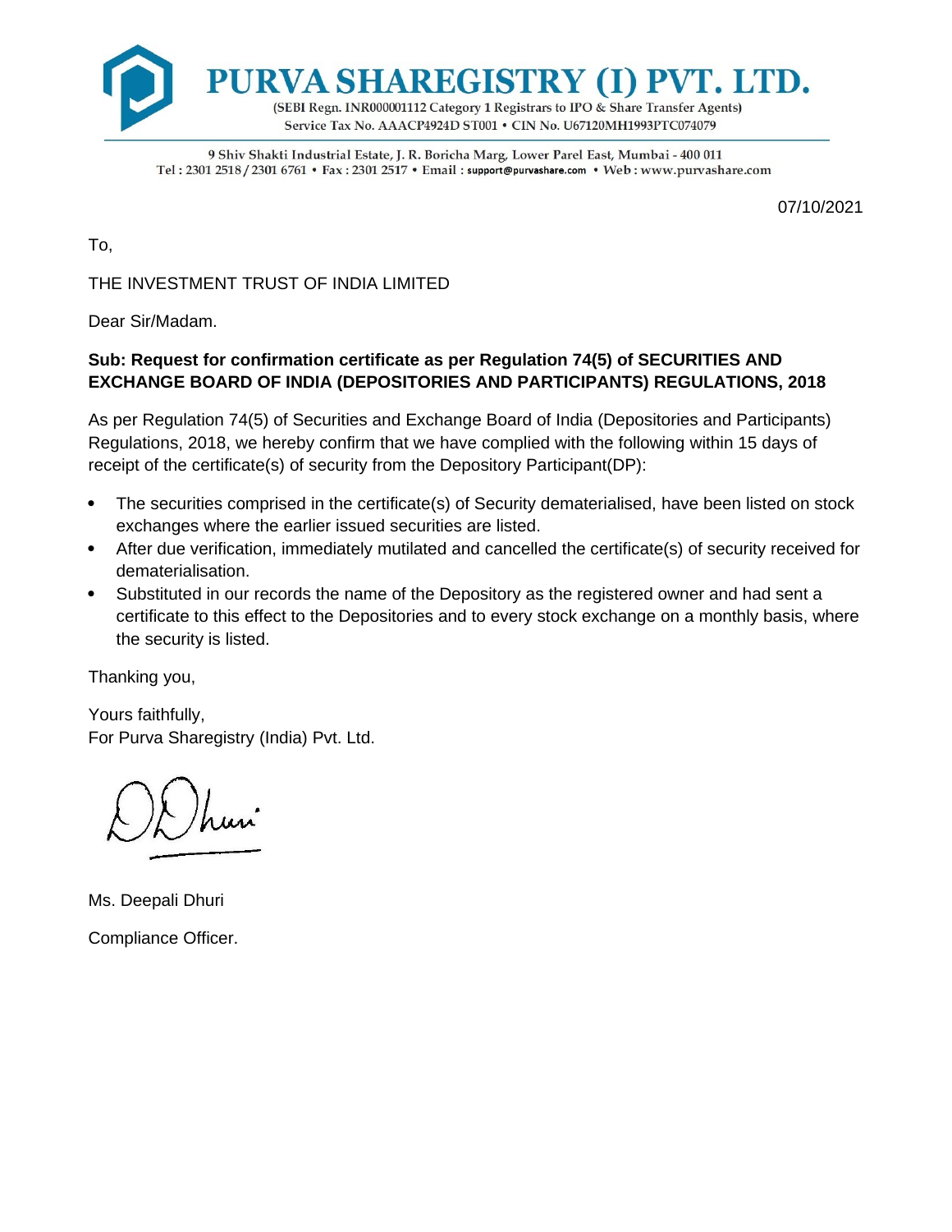# PURVA SHAREGISTRY (I) PVT. LTD.

(SEBI Regn. INR000001112 Category 1 Registrars to IPO & Share Transfer Agents)
Service Tax No. AAACP4924D ST001 • CIN No. U67120MH1993PTC074079

9 Shiv Shakti Industrial Estate, J. R. Boricha Marg, Lower Parel East, Mumbai - 400 011
Tel : 2301 2518 / 2301 6761 • Fax : 2301 2517 • Email : support@purvashare.com • Web : www.purvashare.com

07/10/2021

To,

THE INVESTMENT TRUST OF INDIA LIMITED

Dear Sir/Madam.

**Sub: Request for confirmation certificate as per Regulation 74(5) of SECURITIES AND EXCHANGE BOARD OF INDIA (DEPOSITORIES AND PARTICIPANTS) REGULATIONS, 2018**

As per Regulation 74(5) of Securities and Exchange Board of India (Depositories and Participants) Regulations, 2018, we hereby confirm that we have complied with the following within 15 days of receipt of the certificate(s) of security from the Depository Participant(DP):

- The securities comprised in the certificate(s) of Security dematerialised, have been listed on stock exchanges where the earlier issued securities are listed.
- After due verification, immediately mutilated and cancelled the certificate(s) of security received for dematerialisation.
- Substituted in our records the name of the Depository as the registered owner and had sent a certificate to this effect to the Depositories and to every stock exchange on a monthly basis, where the security is listed.

Thanking you,

Yours faithfully,
For Purva Sharegistry (India) Pvt. Ltd.

Ms. Deepali Dhuri

Compliance Officer.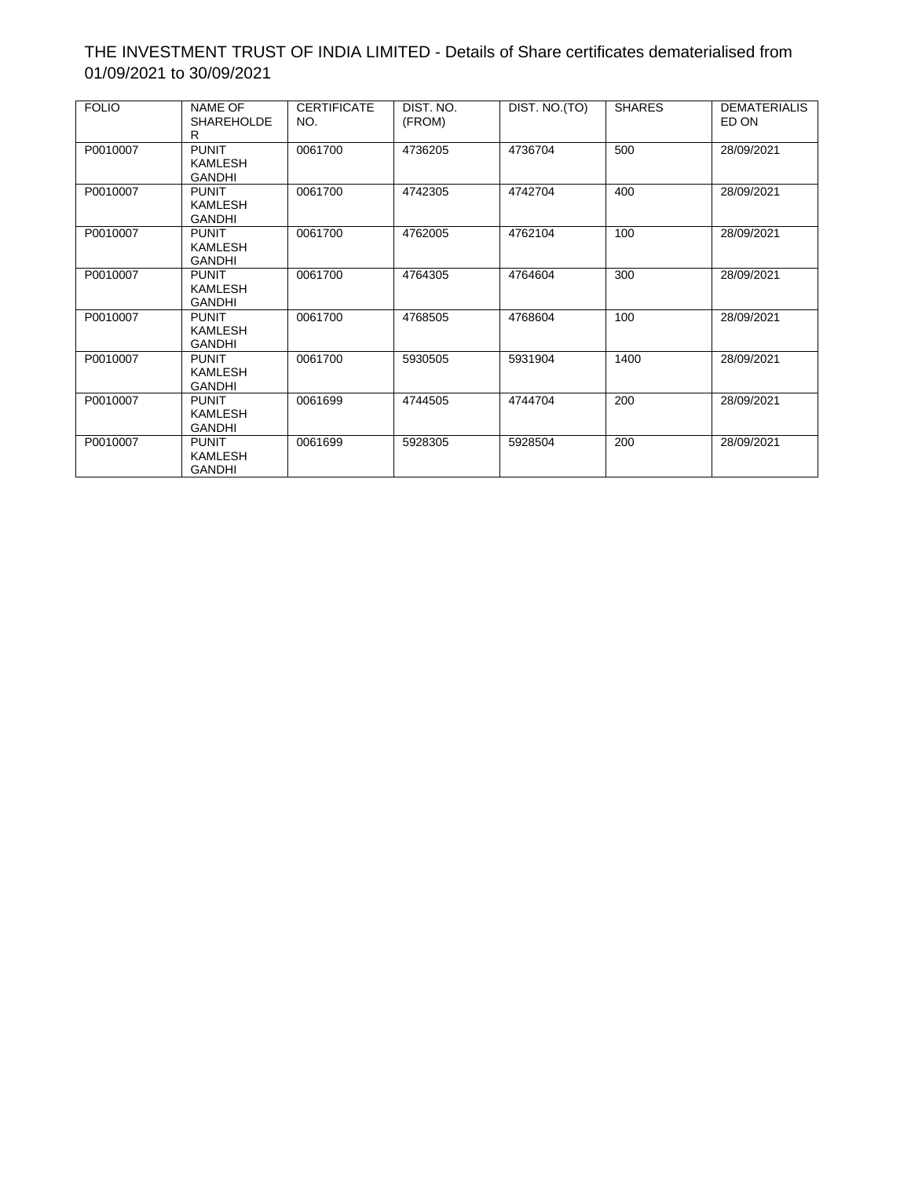THE INVESTMENT TRUST OF INDIA LIMITED - Details of Share certificates dematerialised from 01/09/2021 to 30/09/2021

| FOLIO | NAME OF SHAREHOLDER | CERTIFICATE NO. | DIST. NO. (FROM) | DIST. NO.(TO) | SHARES | DEMATERIALISED ON |
|---|---|---|---|---|---|---|
| P0010007 | PUNIT KAMLESH GANDHI | 0061700 | 4736205 | 4736704 | 500 | 28/09/2021 |
| P0010007 | PUNIT KAMLESH GANDHI | 0061700 | 4742305 | 4742704 | 400 | 28/09/2021 |
| P0010007 | PUNIT KAMLESH GANDHI | 0061700 | 4762005 | 4762104 | 100 | 28/09/2021 |
| P0010007 | PUNIT KAMLESH GANDHI | 0061700 | 4764305 | 4764604 | 300 | 28/09/2021 |
| P0010007 | PUNIT KAMLESH GANDHI | 0061700 | 4768505 | 4768604 | 100 | 28/09/2021 |
| P0010007 | PUNIT KAMLESH GANDHI | 0061700 | 5930505 | 5931904 | 1400 | 28/09/2021 |
| P0010007 | PUNIT KAMLESH GANDHI | 0061699 | 4744505 | 4744704 | 200 | 28/09/2021 |
| P0010007 | PUNIT KAMLESH GANDHI | 0061699 | 5928305 | 5928504 | 200 | 28/09/2021 |